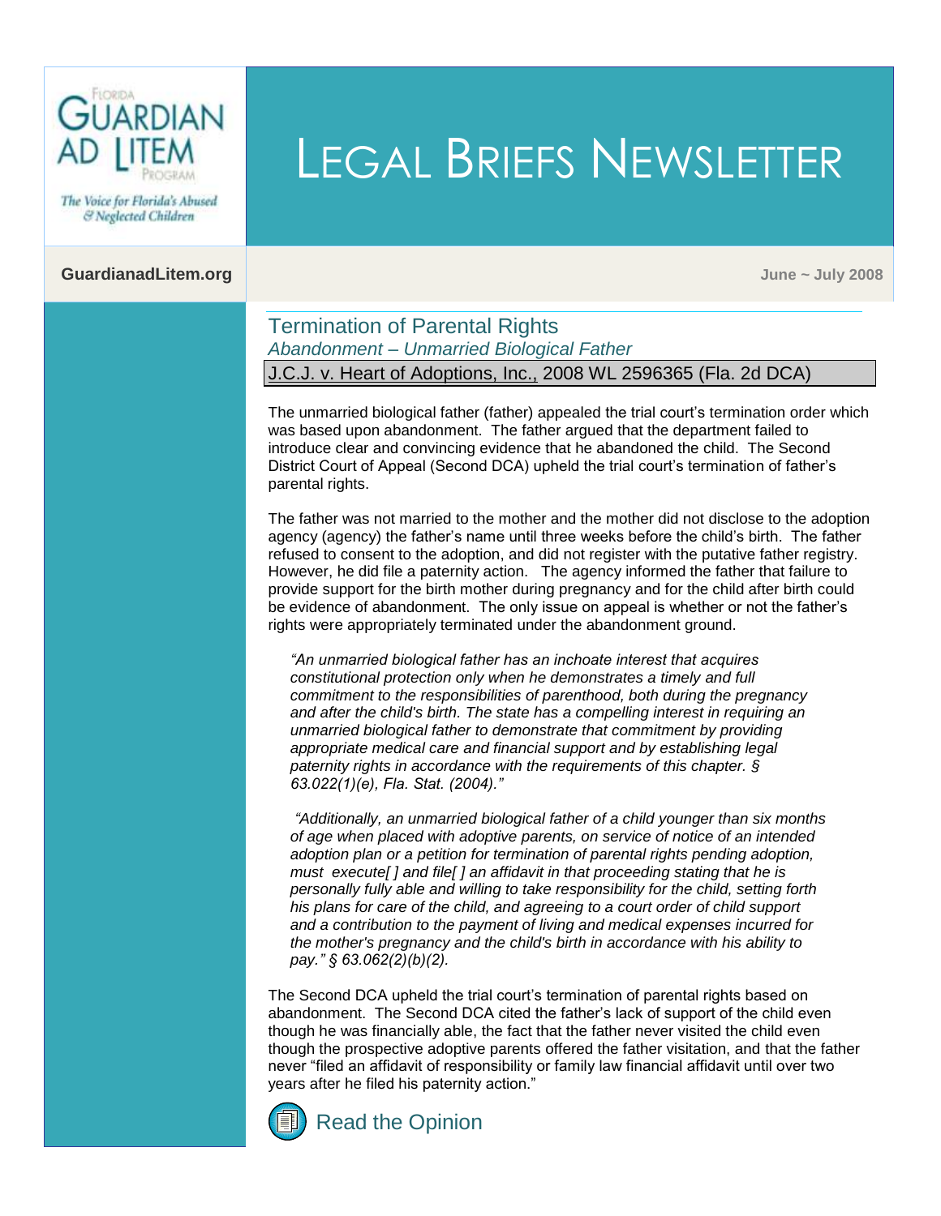# LEGAL BRIEFS NEWSLETTER

Florida Guardian ad Litem Program

*The Voice for Florida's Abused & Neglected Children*

**GuardianadLitem.org**

**June ~ July 2008**

## Termination of Parental Rights

*Abandonment – Unmarried Biological Father*

J.C.J. v. Heart of Adoptions, Inc., 2008 WL 2596365 (Fla. 2d DCA)

The unmarried biological father (father) appealed the trial court's termination order which was based upon abandonment. The father argued that the department failed to introduce clear and convincing evidence that he abandoned the child. The Second District Court of Appeal (Second DCA) upheld the trial court's termination of father's parental rights.

The father was not married to the mother and the mother did not disclose to the adoption agency (agency) the father's name until three weeks before the child's birth. The father refused to consent to the adoption, and did not register with the putative father registry. However, he did file a paternity action. The agency informed the father that failure to provide support for the birth mother during pregnancy and for the child after birth could be evidence of abandonment. The only issue on appeal is whether or not the father's rights were appropriately terminated under the abandonment ground.

> *"An unmarried biological father has an inchoate interest that acquires constitutional protection only when he demonstrates a timely and full commitment to the responsibilities of parenthood, both during the pregnancy and after the child's birth. The state has a compelling interest in requiring an unmarried biological father to demonstrate that commitment by providing appropriate medical care and financial support and by establishing legal paternity rights in accordance with the requirements of this chapter. § 63.022(1)(e), Fla. Stat. (2004)."*

> *"Additionally, an unmarried biological father of a child younger than six months of age when placed with adoptive parents, on service of notice of an intended adoption plan or a petition for termination of parental rights pending adoption, must execute[ ] and file[ ] an affidavit in that proceeding stating that he is personally fully able and willing to take responsibility for the child, setting forth his plans for care of the child, and agreeing to a court order of child support and a contribution to the payment of living and medical expenses incurred for the mother's pregnancy and the child's birth in accordance with his ability to pay." § 63.062(2)(b)(2).*

The Second DCA upheld the trial court's termination of parental rights based on abandonment. The Second DCA cited the father's lack of support of the child even though he was financially able, the fact that the father never visited the child even though the prospective adoptive parents offered the father visitation, and that the father never "filed an affidavit of responsibility or family law financial affidavit until over two years after he filed his paternity action."

Read the Opinion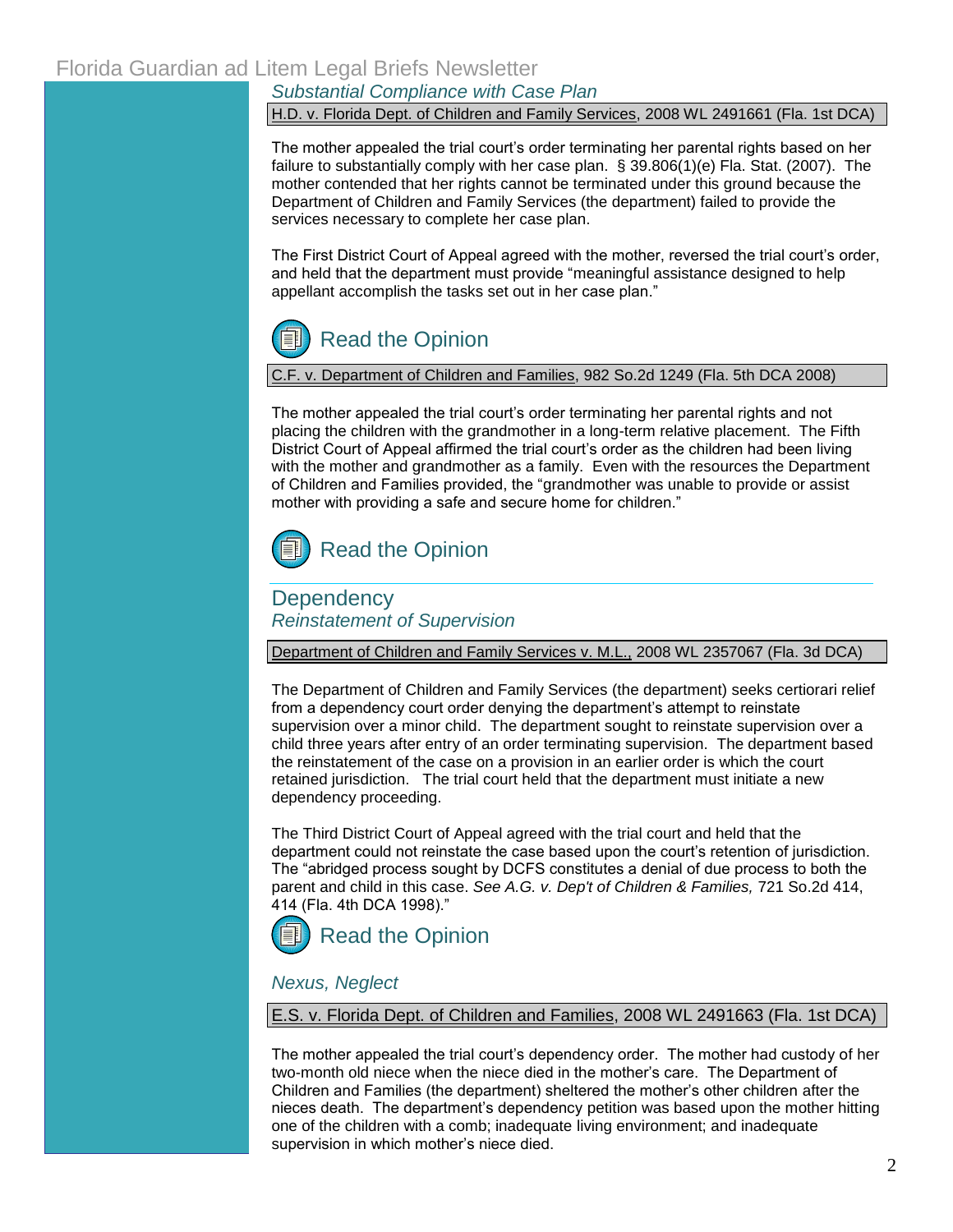*Substantial Compliance with Case Plan*

H.D. v. Florida Dept. of Children and Family Services, 2008 WL 2491661 (Fla. 1st DCA)

The mother appealed the trial court's order terminating her parental rights based on her failure to substantially comply with her case plan. § 39.806(1)(e) Fla. Stat. (2007). The mother contended that her rights cannot be terminated under this ground because the Department of Children and Family Services (the department) failed to provide the services necessary to complete her case plan.

The First District Court of Appeal agreed with the mother, reversed the trial court's order, and held that the department must provide "meaningful assistance designed to help appellant accomplish the tasks set out in her case plan."

Read the Opinion

C.F. v. Department of Children and Families, 982 So.2d 1249 (Fla. 5th DCA 2008)

The mother appealed the trial court's order terminating her parental rights and not placing the children with the grandmother in a long-term relative placement. The Fifth District Court of Appeal affirmed the trial court's order as the children had been living with the mother and grandmother as a family. Even with the resources the Department of Children and Families provided, the "grandmother was unable to provide or assist mother with providing a safe and secure home for children."

Read the Opinion

## Dependency

*Reinstatement of Supervision*

Department of Children and Family Services v. M.L., 2008 WL 2357067 (Fla. 3d DCA)

The Department of Children and Family Services (the department) seeks certiorari relief from a dependency court order denying the department's attempt to reinstate supervision over a minor child. The department sought to reinstate supervision over a child three years after entry of an order terminating supervision. The department based the reinstatement of the case on a provision in an earlier order is which the court retained jurisdiction. The trial court held that the department must initiate a new dependency proceeding.

The Third District Court of Appeal agreed with the trial court and held that the department could not reinstate the case based upon the court's retention of jurisdiction. The "abridged process sought by DCFS constitutes a denial of due process to both the parent and child in this case. *See A.G. v. Dep't of Children & Families,* 721 So.2d 414, 414 (Fla. 4th DCA 1998)."

Read the Opinion

*Nexus, Neglect*

E.S. v. Florida Dept. of Children and Families, 2008 WL 2491663 (Fla. 1st DCA)

The mother appealed the trial court's dependency order. The mother had custody of her two-month old niece when the niece died in the mother's care. The Department of Children and Families (the department) sheltered the mother's other children after the nieces death. The department's dependency petition was based upon the mother hitting one of the children with a comb; inadequate living environment; and inadequate supervision in which mother's niece died.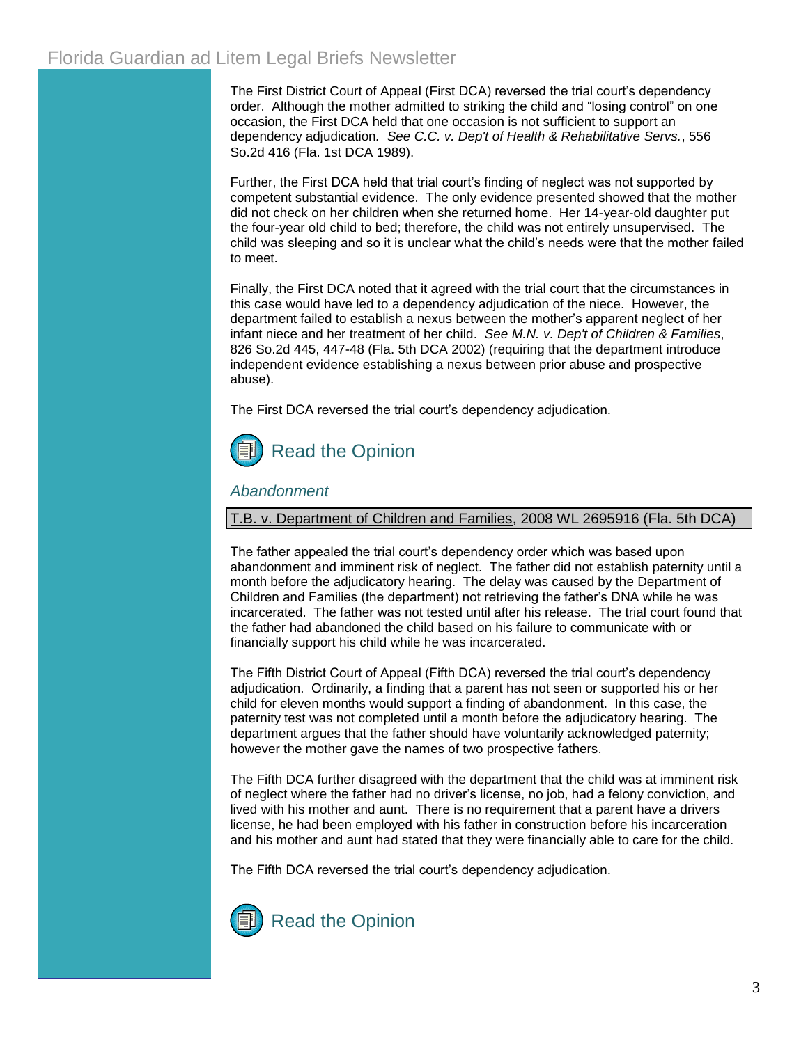The First District Court of Appeal (First DCA) reversed the trial court's dependency order. Although the mother admitted to striking the child and "losing control" on one occasion, the First DCA held that one occasion is not sufficient to support an dependency adjudication. *See C.C. v. Dep't of Health & Rehabilitative Servs.*, 556 So.2d 416 (Fla. 1st DCA 1989).

Further, the First DCA held that trial court's finding of neglect was not supported by competent substantial evidence. The only evidence presented showed that the mother did not check on her children when she returned home. Her 14-year-old daughter put the four-year old child to bed; therefore, the child was not entirely unsupervised. The child was sleeping and so it is unclear what the child's needs were that the mother failed to meet.

Finally, the First DCA noted that it agreed with the trial court that the circumstances in this case would have led to a dependency adjudication of the niece. However, the department failed to establish a nexus between the mother's apparent neglect of her infant niece and her treatment of her child. *See M.N. v. Dep't of Children & Families*, 826 So.2d 445, 447-48 (Fla. 5th DCA 2002) (requiring that the department introduce independent evidence establishing a nexus between prior abuse and prospective abuse).

The First DCA reversed the trial court's dependency adjudication.

Read the Opinion

### *Abandonment*

T.B. v. Department of Children and Families, 2008 WL 2695916 (Fla. 5th DCA)

The father appealed the trial court's dependency order which was based upon abandonment and imminent risk of neglect. The father did not establish paternity until a month before the adjudicatory hearing. The delay was caused by the Department of Children and Families (the department) not retrieving the father's DNA while he was incarcerated. The father was not tested until after his release. The trial court found that the father had abandoned the child based on his failure to communicate with or financially support his child while he was incarcerated.

The Fifth District Court of Appeal (Fifth DCA) reversed the trial court's dependency adjudication. Ordinarily, a finding that a parent has not seen or supported his or her child for eleven months would support a finding of abandonment. In this case, the paternity test was not completed until a month before the adjudicatory hearing. The department argues that the father should have voluntarily acknowledged paternity; however the mother gave the names of two prospective fathers.

The Fifth DCA further disagreed with the department that the child was at imminent risk of neglect where the father had no driver's license, no job, had a felony conviction, and lived with his mother and aunt. There is no requirement that a parent have a drivers license, he had been employed with his father in construction before his incarceration and his mother and aunt had stated that they were financially able to care for the child.

The Fifth DCA reversed the trial court's dependency adjudication.

Read the Opinion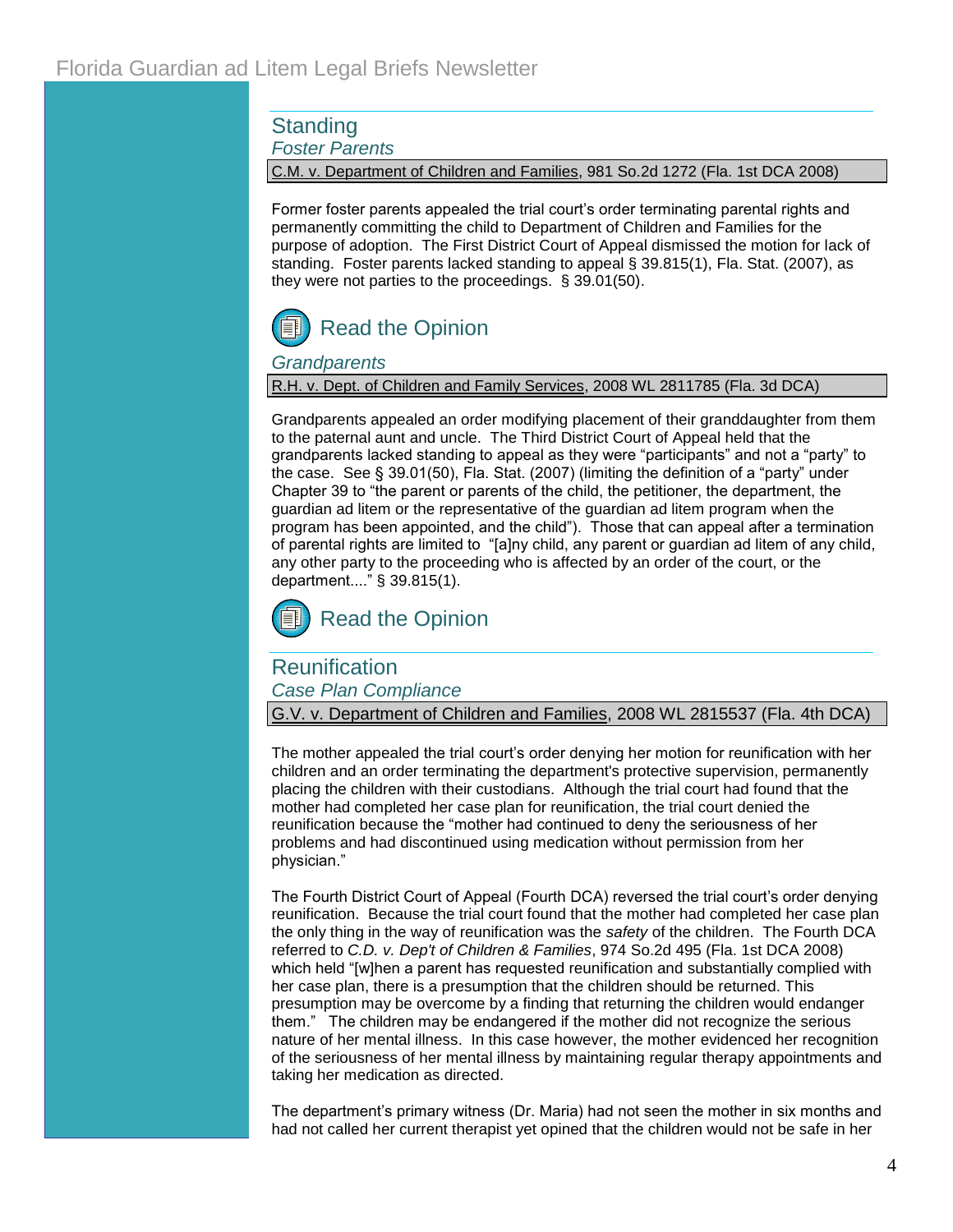## Standing

### *Foster Parents*

C.M. v. Department of Children and Families, 981 So.2d 1272 (Fla. 1st DCA 2008)

Former foster parents appealed the trial court's order terminating parental rights and permanently committing the child to Department of Children and Families for the purpose of adoption. The First District Court of Appeal dismissed the motion for lack of standing. Foster parents lacked standing to appeal § 39.815(1), Fla. Stat. (2007), as they were not parties to the proceedings. § 39.01(50).

Read the Opinion

### *Grandparents*

R.H. v. Dept. of Children and Family Services, 2008 WL 2811785 (Fla. 3d DCA)

Grandparents appealed an order modifying placement of their granddaughter from them to the paternal aunt and uncle. The Third District Court of Appeal held that the grandparents lacked standing to appeal as they were "participants" and not a "party" to the case. See § 39.01(50), Fla. Stat. (2007) (limiting the definition of a "party" under Chapter 39 to "the parent or parents of the child, the petitioner, the department, the guardian ad litem or the representative of the guardian ad litem program when the program has been appointed, and the child"). Those that can appeal after a termination of parental rights are limited to "[a]ny child, any parent or guardian ad litem of any child, any other party to the proceeding who is affected by an order of the court, or the department...." § 39.815(1).

Read the Opinion

## Reunification

### *Case Plan Compliance*

G.V. v. Department of Children and Families, 2008 WL 2815537 (Fla. 4th DCA)

The mother appealed the trial court's order denying her motion for reunification with her children and an order terminating the department's protective supervision, permanently placing the children with their custodians. Although the trial court had found that the mother had completed her case plan for reunification, the trial court denied the reunification because the "mother had continued to deny the seriousness of her problems and had discontinued using medication without permission from her physician."

The Fourth District Court of Appeal (Fourth DCA) reversed the trial court's order denying reunification. Because the trial court found that the mother had completed her case plan the only thing in the way of reunification was the *safety* of the children. The Fourth DCA referred to *C.D. v. Dep't of Children & Families*, 974 So.2d 495 (Fla. 1st DCA 2008) which held "[w]hen a parent has requested reunification and substantially complied with her case plan, there is a presumption that the children should be returned. This presumption may be overcome by a finding that returning the children would endanger them." The children may be endangered if the mother did not recognize the serious nature of her mental illness. In this case however, the mother evidenced her recognition of the seriousness of her mental illness by maintaining regular therapy appointments and taking her medication as directed.

The department's primary witness (Dr. Maria) had not seen the mother in six months and had not called her current therapist yet opined that the children would not be safe in her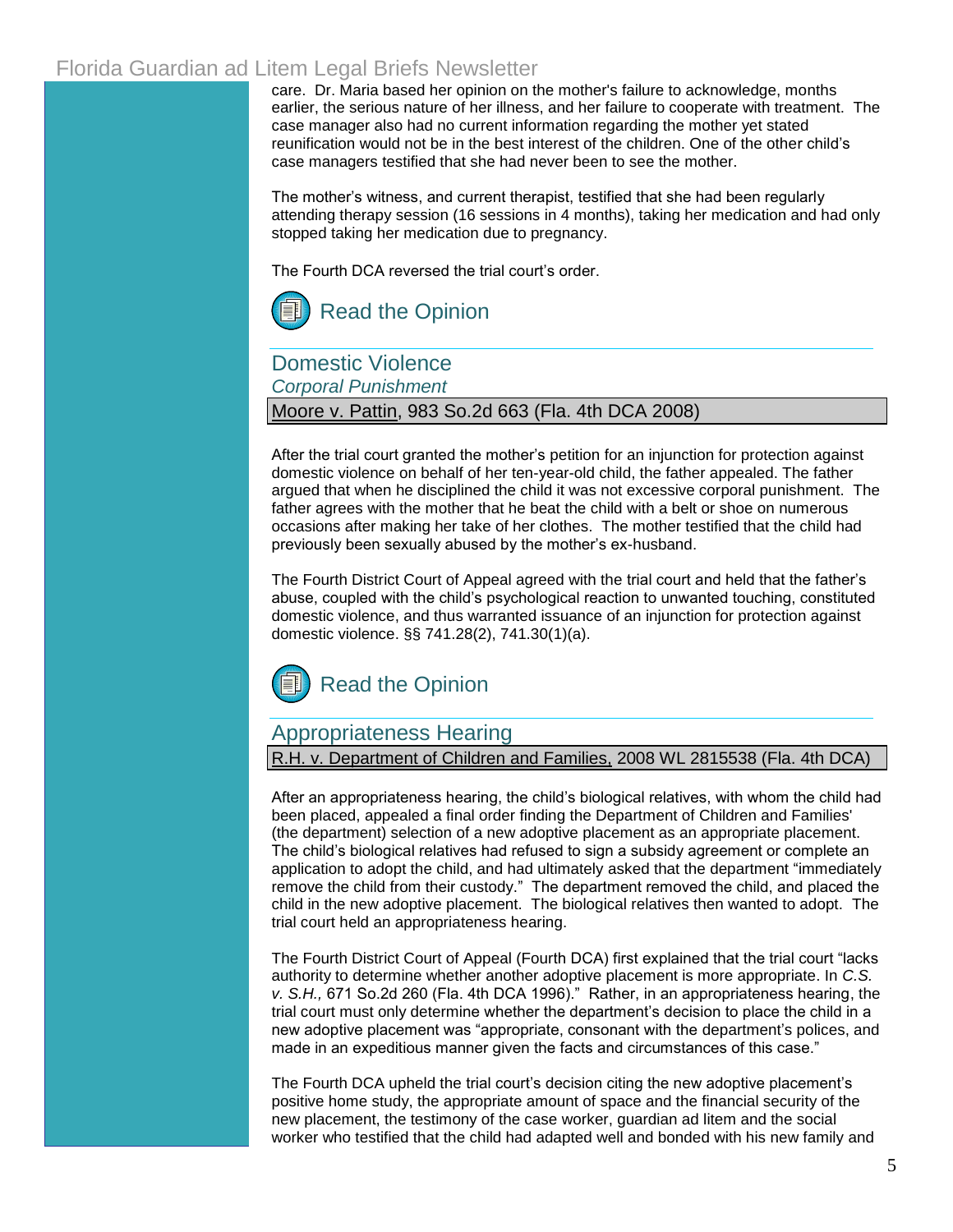care. Dr. Maria based her opinion on the mother's failure to acknowledge, months earlier, the serious nature of her illness, and her failure to cooperate with treatment. The case manager also had no current information regarding the mother yet stated reunification would not be in the best interest of the children. One of the other child's case managers testified that she had never been to see the mother.

The mother's witness, and current therapist, testified that she had been regularly attending therapy session (16 sessions in 4 months), taking her medication and had only stopped taking her medication due to pregnancy.

The Fourth DCA reversed the trial court's order.

Read the Opinion

## Domestic Violence

*Corporal Punishment*

Moore v. Pattin, 983 So.2d 663 (Fla. 4th DCA 2008)

After the trial court granted the mother's petition for an injunction for protection against domestic violence on behalf of her ten-year-old child, the father appealed. The father argued that when he disciplined the child it was not excessive corporal punishment. The father agrees with the mother that he beat the child with a belt or shoe on numerous occasions after making her take of her clothes. The mother testified that the child had previously been sexually abused by the mother's ex-husband.

The Fourth District Court of Appeal agreed with the trial court and held that the father's abuse, coupled with the child's psychological reaction to unwanted touching, constituted domestic violence, and thus warranted issuance of an injunction for protection against domestic violence. §§ 741.28(2), 741.30(1)(a).

Read the Opinion

## Appropriateness Hearing

R.H. v. Department of Children and Families, 2008 WL 2815538 (Fla. 4th DCA)

After an appropriateness hearing, the child's biological relatives, with whom the child had been placed, appealed a final order finding the Department of Children and Families' (the department) selection of a new adoptive placement as an appropriate placement. The child's biological relatives had refused to sign a subsidy agreement or complete an application to adopt the child, and had ultimately asked that the department "immediately remove the child from their custody." The department removed the child, and placed the child in the new adoptive placement. The biological relatives then wanted to adopt. The trial court held an appropriateness hearing.

The Fourth District Court of Appeal (Fourth DCA) first explained that the trial court "lacks authority to determine whether another adoptive placement is more appropriate. In *C.S. v. S.H.,* 671 So.2d 260 (Fla. 4th DCA 1996)." Rather, in an appropriateness hearing, the trial court must only determine whether the department's decision to place the child in a new adoptive placement was "appropriate, consonant with the department's polices, and made in an expeditious manner given the facts and circumstances of this case."

The Fourth DCA upheld the trial court's decision citing the new adoptive placement's positive home study, the appropriate amount of space and the financial security of the new placement, the testimony of the case worker, guardian ad litem and the social worker who testified that the child had adapted well and bonded with his new family and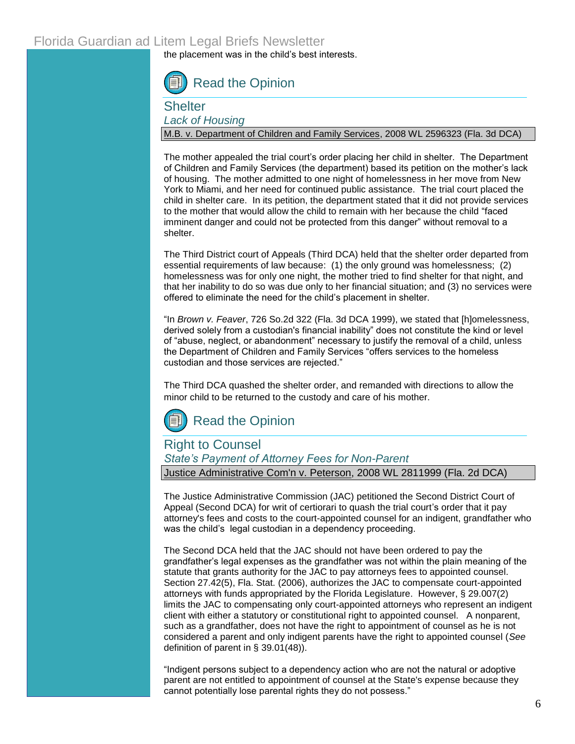the placement was in the child's best interests.

Read the Opinion

## Shelter

*Lack of Housing*

M.B. v. Department of Children and Family Services, 2008 WL 2596323 (Fla. 3d DCA)

The mother appealed the trial court's order placing her child in shelter. The Department of Children and Family Services (the department) based its petition on the mother's lack of housing. The mother admitted to one night of homelessness in her move from New York to Miami, and her need for continued public assistance. The trial court placed the child in shelter care. In its petition, the department stated that it did not provide services to the mother that would allow the child to remain with her because the child "faced imminent danger and could not be protected from this danger" without removal to a shelter.

The Third District court of Appeals (Third DCA) held that the shelter order departed from essential requirements of law because: (1) the only ground was homelessness; (2) homelessness was for only one night, the mother tried to find shelter for that night, and that her inability to do so was due only to her financial situation; and (3) no services were offered to eliminate the need for the child's placement in shelter.

"In *Brown v. Feaver*, 726 So.2d 322 (Fla. 3d DCA 1999), we stated that [h]omelessness, derived solely from a custodian's financial inability" does not constitute the kind or level of "abuse, neglect, or abandonment" necessary to justify the removal of a child, unless the Department of Children and Family Services "offers services to the homeless custodian and those services are rejected."

The Third DCA quashed the shelter order, and remanded with directions to allow the minor child to be returned to the custody and care of his mother.

Read the Opinion

## Right to Counsel

*State's Payment of Attorney Fees for Non-Parent*

Justice Administrative Com'n v. Peterson, 2008 WL 2811999 (Fla. 2d DCA)

The Justice Administrative Commission (JAC) petitioned the Second District Court of Appeal (Second DCA) for writ of certiorari to quash the trial court's order that it pay attorney's fees and costs to the court-appointed counsel for an indigent, grandfather who was the child's legal custodian in a dependency proceeding.

The Second DCA held that the JAC should not have been ordered to pay the grandfather's legal expenses as the grandfather was not within the plain meaning of the statute that grants authority for the JAC to pay attorneys fees to appointed counsel. Section 27.42(5), Fla. Stat. (2006), authorizes the JAC to compensate court-appointed attorneys with funds appropriated by the Florida Legislature. However, § 29.007(2) limits the JAC to compensating only court-appointed attorneys who represent an indigent client with either a statutory or constitutional right to appointed counsel. A nonparent, such as a grandfather, does not have the right to appointment of counsel as he is not considered a parent and only indigent parents have the right to appointed counsel (*See* definition of parent in § 39.01(48)).

"Indigent persons subject to a dependency action who are not the natural or adoptive parent are not entitled to appointment of counsel at the State's expense because they cannot potentially lose parental rights they do not possess."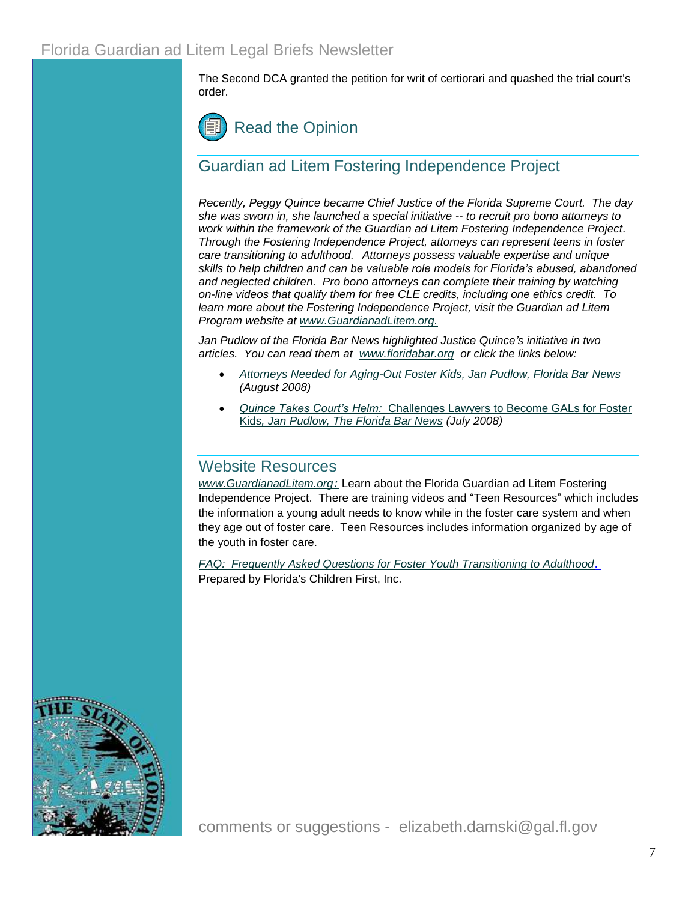The Second DCA granted the petition for writ of certiorari and quashed the trial court's order.

Read the Opinion

## Guardian ad Litem Fostering Independence Project

*Recently, Peggy Quince became Chief Justice of the Florida Supreme Court. The day she was sworn in, she launched a special initiative -- to recruit pro bono attorneys to work within the framework of the Guardian ad Litem Fostering Independence Project. Through the Fostering Independence Project, attorneys can represent teens in foster care transitioning to adulthood. Attorneys possess valuable expertise and unique skills to help children and can be valuable role models for Florida's abused, abandoned and neglected children. Pro bono attorneys can complete their training by watching on-line videos that qualify them for free CLE credits, including one ethics credit. To learn more about the Fostering Independence Project, visit the Guardian ad Litem Program website at www.GuardianadLitem.org.*

*Jan Pudlow of the Florida Bar News highlighted Justice Quince's initiative in two articles. You can read them at www.floridabar.org or click the links below:*

- *Attorneys Needed for Aging-Out Foster Kids, Jan Pudlow, Florida Bar News (August 2008)*
- *Quince Takes Court's Helm:* Challenges Lawyers to Become GALs for Foster Kids*, Jan Pudlow, The Florida Bar News (July 2008)*

## Website Resources

*www.GuardianadLitem.org:* Learn about the Florida Guardian ad Litem Fostering Independence Project. There are training videos and "Teen Resources" which includes the information a young adult needs to know while in the foster care system and when they age out of foster care. Teen Resources includes information organized by age of the youth in foster care.

*FAQ: Frequently Asked Questions for Foster Youth Transitioning to Adulthood.* Prepared by Florida's Children First, Inc.

comments or suggestions - elizabeth.damski@gal.fl.gov